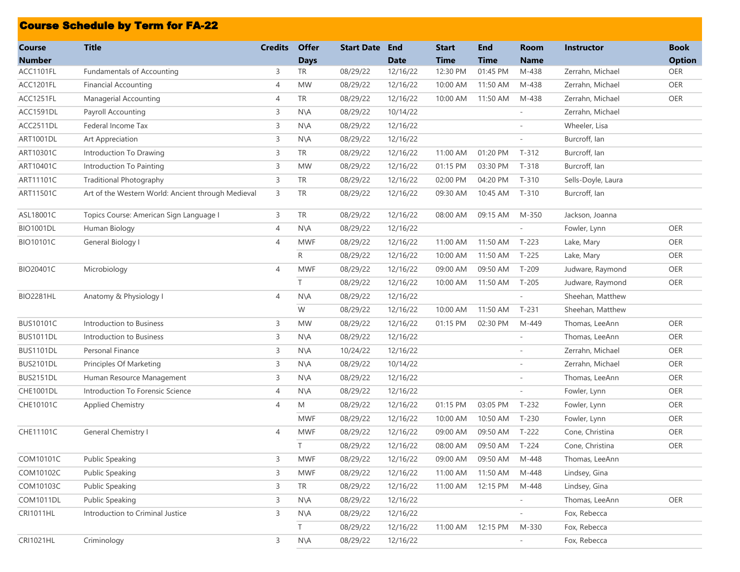## Course Schedule by Term for FA-22

| Course Number | Title | Credits | Offer Days | Start Date | End Date | Start Time | End Time | Room Name | Instructor | Book Option |
|---|---|---|---|---|---|---|---|---|---|---|
| ACC1101FL | Fundamentals of Accounting | 3 | TR | 08/29/22 | 12/16/22 | 12:30 PM | 01:45 PM | M-438 | Zerrahn, Michael | OER |
| ACC1201FL | Financial Accounting | 4 | MW | 08/29/22 | 12/16/22 | 10:00 AM | 11:50 AM | M-438 | Zerrahn, Michael | OER |
| ACC1251FL | Managerial Accounting | 4 | TR | 08/29/22 | 12/16/22 | 10:00 AM | 11:50 AM | M-438 | Zerrahn, Michael | OER |
| ACC1591DL | Payroll Accounting | 3 | N\A | 08/29/22 | 10/14/22 | | | - | Zerrahn, Michael | |
| ACC2511DL | Federal Income Tax | 3 | N\A | 08/29/22 | 12/16/22 | | | - | Wheeler, Lisa | |
| ART1001DL | Art Appreciation | 3 | N\A | 08/29/22 | 12/16/22 | | | - | Burcroff, Ian | |
| ART10301C | Introduction To Drawing | 3 | TR | 08/29/22 | 12/16/22 | 11:00 AM | 01:20 PM | T-312 | Burcroff, Ian | |
| ART10401C | Introduction To Painting | 3 | MW | 08/29/22 | 12/16/22 | 01:15 PM | 03:30 PM | T-318 | Burcroff, Ian | |
| ART11101C | Traditional Photography | 3 | TR | 08/29/22 | 12/16/22 | 02:00 PM | 04:20 PM | T-310 | Sells-Doyle, Laura | |
| ART11501C | Art of the Western World: Ancient through Medieval | 3 | TR | 08/29/22 | 12/16/22 | 09:30 AM | 10:45 AM | T-310 | Burcroff, Ian | |
| ASL18001C | Topics Course: American Sign Language I | 3 | TR | 08/29/22 | 12/16/22 | 08:00 AM | 09:15 AM | M-350 | Jackson, Joanna | |
| BIO1001DL | Human Biology | 4 | N\A | 08/29/22 | 12/16/22 | | | - | Fowler, Lynn | OER |
| BIO10101C | General Biology I | 4 | MWF | 08/29/22 | 12/16/22 | 11:00 AM | 11:50 AM | T-223 | Lake, Mary | OER |
| | | | R | 08/29/22 | 12/16/22 | 10:00 AM | 11:50 AM | T-225 | Lake, Mary | OER |
| BIO20401C | Microbiology | 4 | MWF | 08/29/22 | 12/16/22 | 09:00 AM | 09:50 AM | T-209 | Judware, Raymond | OER |
| | | | T | 08/29/22 | 12/16/22 | 10:00 AM | 11:50 AM | T-205 | Judware, Raymond | OER |
| BIO2281HL | Anatomy & Physiology I | 4 | N\A | 08/29/22 | 12/16/22 | | | - | Sheehan, Matthew | |
| | | | W | 08/29/22 | 12/16/22 | 10:00 AM | 11:50 AM | T-231 | Sheehan, Matthew | |
| BUS10101C | Introduction to Business | 3 | MW | 08/29/22 | 12/16/22 | 01:15 PM | 02:30 PM | M-449 | Thomas, LeeAnn | OER |
| BUS1011DL | Introduction to Business | 3 | N\A | 08/29/22 | 12/16/22 | | | - | Thomas, LeeAnn | OER |
| BUS1101DL | Personal Finance | 3 | N\A | 10/24/22 | 12/16/22 | | | - | Zerrahn, Michael | OER |
| BUS2101DL | Principles Of Marketing | 3 | N\A | 08/29/22 | 10/14/22 | | | - | Zerrahn, Michael | OER |
| BUS2151DL | Human Resource Management | 3 | N\A | 08/29/22 | 12/16/22 | | | - | Thomas, LeeAnn | OER |
| CHE1001DL | Introduction To Forensic Science | 4 | N\A | 08/29/22 | 12/16/22 | | | - | Fowler, Lynn | OER |
| CHE10101C | Applied Chemistry | 4 | M | 08/29/22 | 12/16/22 | 01:15 PM | 03:05 PM | T-232 | Fowler, Lynn | OER |
| | | | MWF | 08/29/22 | 12/16/22 | 10:00 AM | 10:50 AM | T-230 | Fowler, Lynn | OER |
| CHE11101C | General Chemistry I | 4 | MWF | 08/29/22 | 12/16/22 | 09:00 AM | 09:50 AM | T-222 | Cone, Christina | OER |
| | | | T | 08/29/22 | 12/16/22 | 08:00 AM | 09:50 AM | T-224 | Cone, Christina | OER |
| COM10101C | Public Speaking | 3 | MWF | 08/29/22 | 12/16/22 | 09:00 AM | 09:50 AM | M-448 | Thomas, LeeAnn | |
| COM10102C | Public Speaking | 3 | MWF | 08/29/22 | 12/16/22 | 11:00 AM | 11:50 AM | M-448 | Lindsey, Gina | |
| COM10103C | Public Speaking | 3 | TR | 08/29/22 | 12/16/22 | 11:00 AM | 12:15 PM | M-448 | Lindsey, Gina | |
| COM1011DL | Public Speaking | 3 | N\A | 08/29/22 | 12/16/22 | | | - | Thomas, LeeAnn | OER |
| CRI1011HL | Introduction to Criminal Justice | 3 | N\A | 08/29/22 | 12/16/22 | | | - | Fox, Rebecca | |
| | | | T | 08/29/22 | 12/16/22 | 11:00 AM | 12:15 PM | M-330 | Fox, Rebecca | |
| CRI1021HL | Criminology | 3 | N\A | 08/29/22 | 12/16/22 | | | - | Fox, Rebecca | |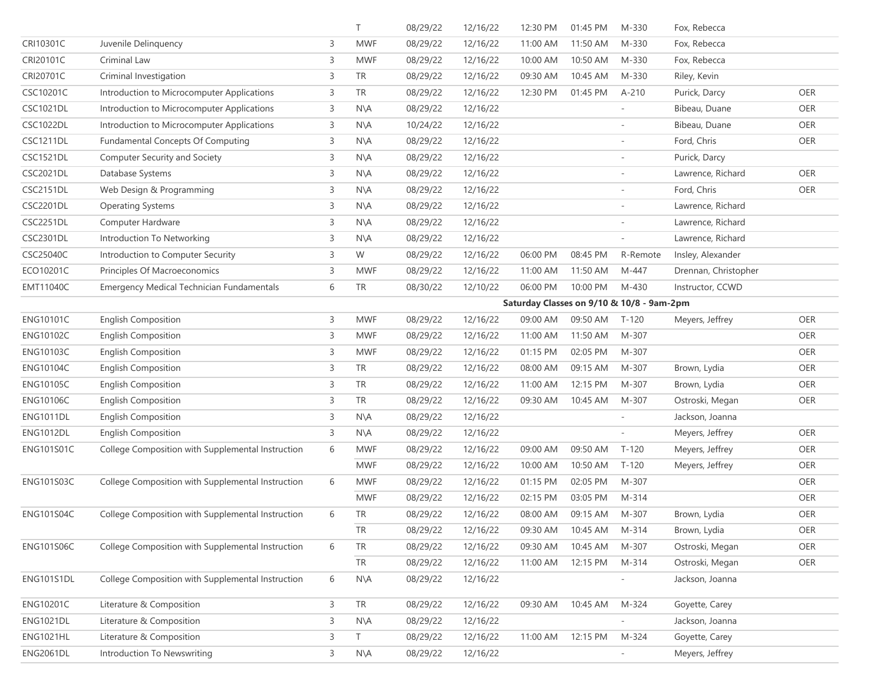| | | | | | | | | | | |
|---|---|---|---|---|---|---|---|---|---|---|
| | | | T | 08/29/22 | 12/16/22 | 12:30 PM | 01:45 PM | M-330 | Fox, Rebecca | |
| CRI10301C | Juvenile Delinquency | 3 | MWF | 08/29/22 | 12/16/22 | 11:00 AM | 11:50 AM | M-330 | Fox, Rebecca | |
| CRI20101C | Criminal Law | 3 | MWF | 08/29/22 | 12/16/22 | 10:00 AM | 10:50 AM | M-330 | Fox, Rebecca | |
| CRI20701C | Criminal Investigation | 3 | TR | 08/29/22 | 12/16/22 | 09:30 AM | 10:45 AM | M-330 | Riley, Kevin | |
| CSC10201C | Introduction to Microcomputer Applications | 3 | TR | 08/29/22 | 12/16/22 | 12:30 PM | 01:45 PM | A-210 | Purick, Darcy | OER |
| CSC1021DL | Introduction to Microcomputer Applications | 3 | N\A | 08/29/22 | 12/16/22 | | | - | Bibeau, Duane | OER |
| CSC1022DL | Introduction to Microcomputer Applications | 3 | N\A | 10/24/22 | 12/16/22 | | | - | Bibeau, Duane | OER |
| CSC1211DL | Fundamental Concepts Of Computing | 3 | N\A | 08/29/22 | 12/16/22 | | | - | Ford, Chris | OER |
| CSC1521DL | Computer Security and Society | 3 | N\A | 08/29/22 | 12/16/22 | | | - | Purick, Darcy | |
| CSC2021DL | Database Systems | 3 | N\A | 08/29/22 | 12/16/22 | | | - | Lawrence, Richard | OER |
| CSC2151DL | Web Design & Programming | 3 | N\A | 08/29/22 | 12/16/22 | | | - | Ford, Chris | OER |
| CSC2201DL | Operating Systems | 3 | N\A | 08/29/22 | 12/16/22 | | | - | Lawrence, Richard | |
| CSC2251DL | Computer Hardware | 3 | N\A | 08/29/22 | 12/16/22 | | | - | Lawrence, Richard | |
| CSC2301DL | Introduction To Networking | 3 | N\A | 08/29/22 | 12/16/22 | | | - | Lawrence, Richard | |
| CSC25040C | Introduction to Computer Security | 3 | W | 08/29/22 | 12/16/22 | 06:00 PM | 08:45 PM | R-Remote | Insley, Alexander | |
| ECO10201C | Principles Of Macroeconomics | 3 | MWF | 08/29/22 | 12/16/22 | 11:00 AM | 11:50 AM | M-447 | Drennan, Christopher | |
| EMT11040C | Emergency Medical Technician Fundamentals | 6 | TR | 08/30/22 | 12/10/22 | 06:00 PM | 10:00 PM | M-430 | Instructor, CCWD | |
| | | | | | | Saturday Classes on 9/10 & 10/8 - 9am-2pm | | | | |
| ENG10101C | English Composition | 3 | MWF | 08/29/22 | 12/16/22 | 09:00 AM | 09:50 AM | T-120 | Meyers, Jeffrey | OER |
| ENG10102C | English Composition | 3 | MWF | 08/29/22 | 12/16/22 | 11:00 AM | 11:50 AM | M-307 | | OER |
| ENG10103C | English Composition | 3 | MWF | 08/29/22 | 12/16/22 | 01:15 PM | 02:05 PM | M-307 | | OER |
| ENG10104C | English Composition | 3 | TR | 08/29/22 | 12/16/22 | 08:00 AM | 09:15 AM | M-307 | Brown, Lydia | OER |
| ENG10105C | English Composition | 3 | TR | 08/29/22 | 12/16/22 | 11:00 AM | 12:15 PM | M-307 | Brown, Lydia | OER |
| ENG10106C | English Composition | 3 | TR | 08/29/22 | 12/16/22 | 09:30 AM | 10:45 AM | M-307 | Ostroski, Megan | OER |
| ENG1011DL | English Composition | 3 | N\A | 08/29/22 | 12/16/22 | | | - | Jackson, Joanna | |
| ENG1012DL | English Composition | 3 | N\A | 08/29/22 | 12/16/22 | | | - | Meyers, Jeffrey | OER |
| ENG101S01C | College Composition with Supplemental Instruction | 6 | MWF | 08/29/22 | 12/16/22 | 09:00 AM | 09:50 AM | T-120 | Meyers, Jeffrey | OER |
| | | | MWF | 08/29/22 | 12/16/22 | 10:00 AM | 10:50 AM | T-120 | Meyers, Jeffrey | OER |
| ENG101S03C | College Composition with Supplemental Instruction | 6 | MWF | 08/29/22 | 12/16/22 | 01:15 PM | 02:05 PM | M-307 | | OER |
| | | | MWF | 08/29/22 | 12/16/22 | 02:15 PM | 03:05 PM | M-314 | | OER |
| ENG101S04C | College Composition with Supplemental Instruction | 6 | TR | 08/29/22 | 12/16/22 | 08:00 AM | 09:15 AM | M-307 | Brown, Lydia | OER |
| | | | TR | 08/29/22 | 12/16/22 | 09:30 AM | 10:45 AM | M-314 | Brown, Lydia | OER |
| ENG101S06C | College Composition with Supplemental Instruction | 6 | TR | 08/29/22 | 12/16/22 | 09:30 AM | 10:45 AM | M-307 | Ostroski, Megan | OER |
| | | | TR | 08/29/22 | 12/16/22 | 11:00 AM | 12:15 PM | M-314 | Ostroski, Megan | OER |
| ENG101S1DL | College Composition with Supplemental Instruction | 6 | N\A | 08/29/22 | 12/16/22 | | | - | Jackson, Joanna | |
| ENG10201C | Literature & Composition | 3 | TR | 08/29/22 | 12/16/22 | 09:30 AM | 10:45 AM | M-324 | Goyette, Carey | |
| ENG1021DL | Literature & Composition | 3 | N\A | 08/29/22 | 12/16/22 | | | - | Jackson, Joanna | |
| ENG1021HL | Literature & Composition | 3 | T | 08/29/22 | 12/16/22 | 11:00 AM | 12:15 PM | M-324 | Goyette, Carey | |
| ENG2061DL | Introduction To Newswriting | 3 | N\A | 08/29/22 | 12/16/22 | | | - | Meyers, Jeffrey | |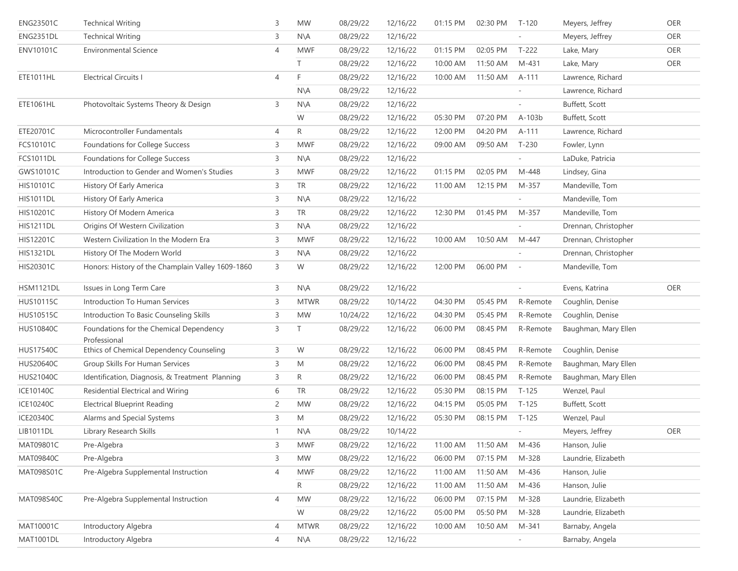| | | | | | | | | | | |
|---|---|---|---|---|---|---|---|---|---|---|
| ENG23501C | Technical Writing | 3 | MW | 08/29/22 | 12/16/22 | 01:15 PM | 02:30 PM | T-120 | Meyers, Jeffrey | OER |
| ENG2351DL | Technical Writing | 3 | N\A | 08/29/22 | 12/16/22 | | | - | Meyers, Jeffrey | OER |
| ENV10101C | Environmental Science | 4 | MWF | 08/29/22 | 12/16/22 | 01:15 PM | 02:05 PM | T-222 | Lake, Mary | OER |
| | | | T | 08/29/22 | 12/16/22 | 10:00 AM | 11:50 AM | M-431 | Lake, Mary | OER |
| ETE1011HL | Electrical Circuits I | 4 | F | 08/29/22 | 12/16/22 | 10:00 AM | 11:50 AM | A-111 | Lawrence, Richard | |
| | | | N\A | 08/29/22 | 12/16/22 | | | - | Lawrence, Richard | |
| ETE1061HL | Photovoltaic Systems Theory & Design | 3 | N\A | 08/29/22 | 12/16/22 | | | - | Buffett, Scott | |
| | | | W | 08/29/22 | 12/16/22 | 05:30 PM | 07:20 PM | A-103b | Buffett, Scott | |
| ETE20701C | Microcontroller Fundamentals | 4 | R | 08/29/22 | 12/16/22 | 12:00 PM | 04:20 PM | A-111 | Lawrence, Richard | |
| FCS10101C | Foundations for College Success | 3 | MWF | 08/29/22 | 12/16/22 | 09:00 AM | 09:50 AM | T-230 | Fowler, Lynn | |
| FCS1011DL | Foundations for College Success | 3 | N\A | 08/29/22 | 12/16/22 | | | - | LaDuke, Patricia | |
| GWS10101C | Introduction to Gender and Women's Studies | 3 | MWF | 08/29/22 | 12/16/22 | 01:15 PM | 02:05 PM | M-448 | Lindsey, Gina | |
| HIS10101C | History Of Early America | 3 | TR | 08/29/22 | 12/16/22 | 11:00 AM | 12:15 PM | M-357 | Mandeville, Tom | |
| HIS1011DL | History Of Early America | 3 | N\A | 08/29/22 | 12/16/22 | | | - | Mandeville, Tom | |
| HIS10201C | History Of Modern America | 3 | TR | 08/29/22 | 12/16/22 | 12:30 PM | 01:45 PM | M-357 | Mandeville, Tom | |
| HIS1211DL | Origins Of Western Civilization | 3 | N\A | 08/29/22 | 12/16/22 | | | - | Drennan, Christopher | |
| HIS12201C | Western Civilization In the Modern Era | 3 | MWF | 08/29/22 | 12/16/22 | 10:00 AM | 10:50 AM | M-447 | Drennan, Christopher | |
| HIS1321DL | History Of The Modern World | 3 | N\A | 08/29/22 | 12/16/22 | | | - | Drennan, Christopher | |
| HIS20301C | Honors: History of the Champlain Valley 1609-1860 | 3 | W | 08/29/22 | 12/16/22 | 12:00 PM | 06:00 PM | - | Mandeville, Tom | |
| HSM1121DL | Issues in Long Term Care | 3 | N\A | 08/29/22 | 12/16/22 | | | - | Evens, Katrina | OER |
| HUS10115C | Introduction To Human Services | 3 | MTWR | 08/29/22 | 10/14/22 | 04:30 PM | 05:45 PM | R-Remote | Coughlin, Denise | |
| HUS10515C | Introduction To Basic Counseling Skills | 3 | MW | 10/24/22 | 12/16/22 | 04:30 PM | 05:45 PM | R-Remote | Coughlin, Denise | |
| HUS10840C | Foundations for the Chemical Dependency Professional | 3 | T | 08/29/22 | 12/16/22 | 06:00 PM | 08:45 PM | R-Remote | Baughman, Mary Ellen | |
| HUS17540C | Ethics of Chemical Dependency Counseling | 3 | W | 08/29/22 | 12/16/22 | 06:00 PM | 08:45 PM | R-Remote | Coughlin, Denise | |
| HUS20640C | Group Skills For Human Services | 3 | M | 08/29/22 | 12/16/22 | 06:00 PM | 08:45 PM | R-Remote | Baughman, Mary Ellen | |
| HUS21040C | Identification, Diagnosis, & Treatment Planning | 3 | R | 08/29/22 | 12/16/22 | 06:00 PM | 08:45 PM | R-Remote | Baughman, Mary Ellen | |
| ICE10140C | Residential Electrical and Wiring | 6 | TR | 08/29/22 | 12/16/22 | 05:30 PM | 08:15 PM | T-125 | Wenzel, Paul | |
| ICE10240C | Electrical Blueprint Reading | 2 | MW | 08/29/22 | 12/16/22 | 04:15 PM | 05:05 PM | T-125 | Buffett, Scott | |
| ICE20340C | Alarms and Special Systems | 3 | M | 08/29/22 | 12/16/22 | 05:30 PM | 08:15 PM | T-125 | Wenzel, Paul | |
| LIB1011DL | Library Research Skills | 1 | N\A | 08/29/22 | 10/14/22 | | | - | Meyers, Jeffrey | OER |
| MAT09801C | Pre-Algebra | 3 | MWF | 08/29/22 | 12/16/22 | 11:00 AM | 11:50 AM | M-436 | Hanson, Julie | |
| MAT09840C | Pre-Algebra | 3 | MW | 08/29/22 | 12/16/22 | 06:00 PM | 07:15 PM | M-328 | Laundrie, Elizabeth | |
| MAT098S01C | Pre-Algebra Supplemental Instruction | 4 | MWF | 08/29/22 | 12/16/22 | 11:00 AM | 11:50 AM | M-436 | Hanson, Julie | |
| | | | R | 08/29/22 | 12/16/22 | 11:00 AM | 11:50 AM | M-436 | Hanson, Julie | |
| MAT098S40C | Pre-Algebra Supplemental Instruction | 4 | MW | 08/29/22 | 12/16/22 | 06:00 PM | 07:15 PM | M-328 | Laundrie, Elizabeth | |
| | | | W | 08/29/22 | 12/16/22 | 05:00 PM | 05:50 PM | M-328 | Laundrie, Elizabeth | |
| MAT10001C | Introductory Algebra | 4 | MTWR | 08/29/22 | 12/16/22 | 10:00 AM | 10:50 AM | M-341 | Barnaby, Angela | |
| MAT1001DL | Introductory Algebra | 4 | N\A | 08/29/22 | 12/16/22 | | | - | Barnaby, Angela | |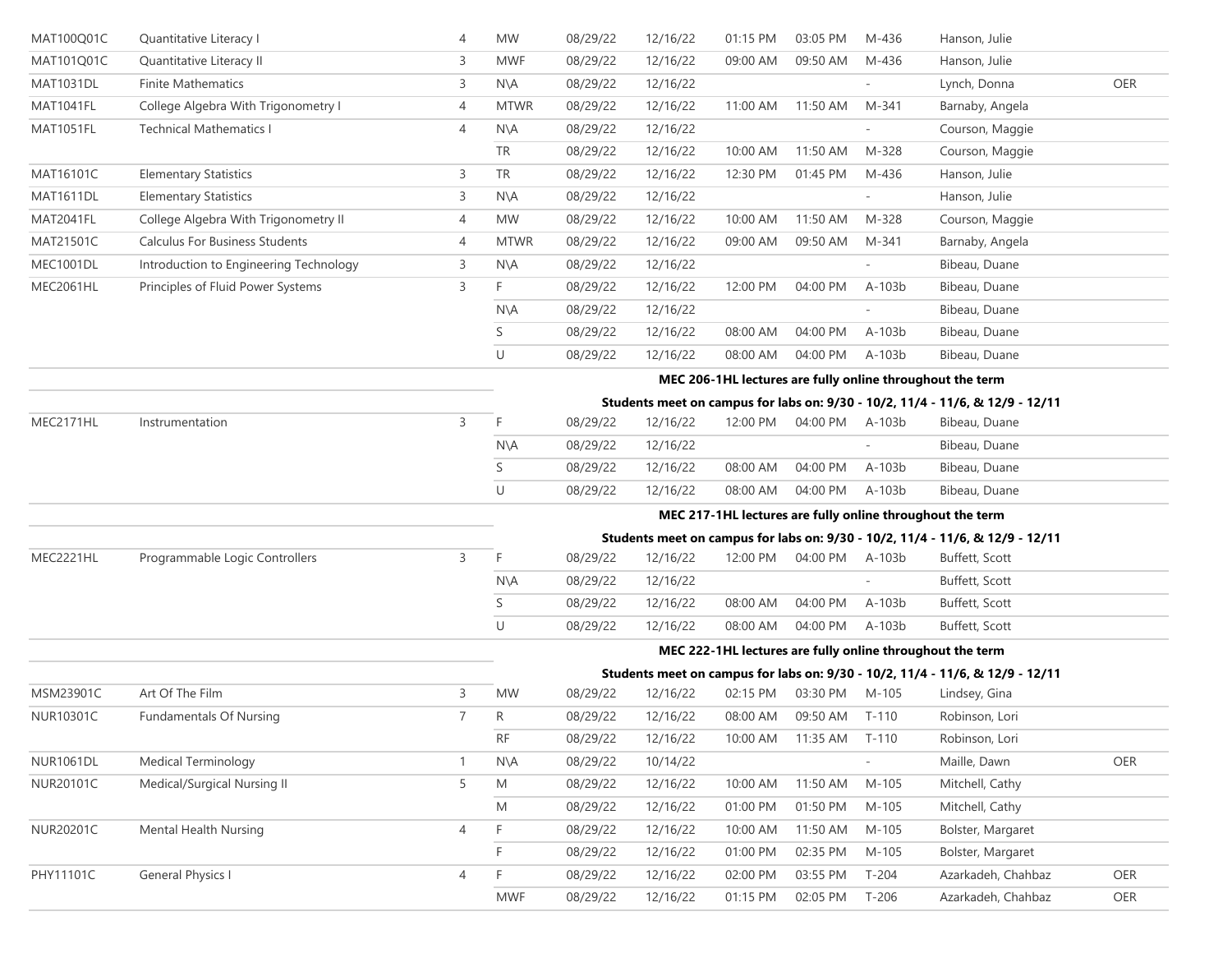| | | | | | | | | | | |
|---|---|---|---|---|---|---|---|---|---|---|
| MAT100Q01C | Quantitative Literacy I | 4 | MW | 08/29/22 | 12/16/22 | 01:15 PM | 03:05 PM | M-436 | Hanson, Julie | |
| MAT101Q01C | Quantitative Literacy II | 3 | MWF | 08/29/22 | 12/16/22 | 09:00 AM | 09:50 AM | M-436 | Hanson, Julie | |
| MAT1031DL | Finite Mathematics | 3 | N\A | 08/29/22 | 12/16/22 | | | - | Lynch, Donna | OER |
| MAT1041FL | College Algebra With Trigonometry I | 4 | MTWR | 08/29/22 | 12/16/22 | 11:00 AM | 11:50 AM | M-341 | Barnaby, Angela | |
| MAT1051FL | Technical Mathematics I | 4 | N\A | 08/29/22 | 12/16/22 | | | - | Courson, Maggie | |
| | | | TR | 08/29/22 | 12/16/22 | 10:00 AM | 11:50 AM | M-328 | Courson, Maggie | |
| MAT16101C | Elementary Statistics | 3 | TR | 08/29/22 | 12/16/22 | 12:30 PM | 01:45 PM | M-436 | Hanson, Julie | |
| MAT1611DL | Elementary Statistics | 3 | N\A | 08/29/22 | 12/16/22 | | | - | Hanson, Julie | |
| MAT2041FL | College Algebra With Trigonometry II | 4 | MW | 08/29/22 | 12/16/22 | 10:00 AM | 11:50 AM | M-328 | Courson, Maggie | |
| MAT21501C | Calculus For Business Students | 4 | MTWR | 08/29/22 | 12/16/22 | 09:00 AM | 09:50 AM | M-341 | Barnaby, Angela | |
| MEC1001DL | Introduction to Engineering Technology | 3 | N\A | 08/29/22 | 12/16/22 | | | - | Bibeau, Duane | |
| MEC2061HL | Principles of Fluid Power Systems | 3 | F | 08/29/22 | 12/16/22 | 12:00 PM | 04:00 PM | A-103b | Bibeau, Duane | |
| | | | N\A | 08/29/22 | 12/16/22 | | | - | Bibeau, Duane | |
| | | | S | 08/29/22 | 12/16/22 | 08:00 AM | 04:00 PM | A-103b | Bibeau, Duane | |
| | | | U | 08/29/22 | 12/16/22 | 08:00 AM | 04:00 PM | A-103b | Bibeau, Duane | |
| | | | | | | **MEC 206-1HL lectures are fully online throughout the term** | | | | |
| | | | | | | **Students meet on campus for labs on: 9/30 - 10/2, 11/4 - 11/6, & 12/9 - 12/11** | | | | |
| MEC2171HL | Instrumentation | 3 | F | 08/29/22 | 12/16/22 | 12:00 PM | 04:00 PM | A-103b | Bibeau, Duane | |
| | | | N\A | 08/29/22 | 12/16/22 | | | - | Bibeau, Duane | |
| | | | S | 08/29/22 | 12/16/22 | 08:00 AM | 04:00 PM | A-103b | Bibeau, Duane | |
| | | | U | 08/29/22 | 12/16/22 | 08:00 AM | 04:00 PM | A-103b | Bibeau, Duane | |
| | | | | | | **MEC 217-1HL lectures are fully online throughout the term** | | | | |
| | | | | | | **Students meet on campus for labs on: 9/30 - 10/2, 11/4 - 11/6, & 12/9 - 12/11** | | | | |
| MEC2221HL | Programmable Logic Controllers | 3 | F | 08/29/22 | 12/16/22 | 12:00 PM | 04:00 PM | A-103b | Buffett, Scott | |
| | | | N\A | 08/29/22 | 12/16/22 | | | - | Buffett, Scott | |
| | | | S | 08/29/22 | 12/16/22 | 08:00 AM | 04:00 PM | A-103b | Buffett, Scott | |
| | | | U | 08/29/22 | 12/16/22 | 08:00 AM | 04:00 PM | A-103b | Buffett, Scott | |
| | | | | | | **MEC 222-1HL lectures are fully online throughout the term** | | | | |
| | | | | | | **Students meet on campus for labs on: 9/30 - 10/2, 11/4 - 11/6, & 12/9 - 12/11** | | | | |
| MSM23901C | Art Of The Film | 3 | MW | 08/29/22 | 12/16/22 | 02:15 PM | 03:30 PM | M-105 | Lindsey, Gina | |
| NUR10301C | Fundamentals Of Nursing | 7 | R | 08/29/22 | 12/16/22 | 08:00 AM | 09:50 AM | T-110 | Robinson, Lori | |
| | | | RF | 08/29/22 | 12/16/22 | 10:00 AM | 11:35 AM | T-110 | Robinson, Lori | |
| NUR1061DL | Medical Terminology | 1 | N\A | 08/29/22 | 10/14/22 | | | - | Maille, Dawn | OER |
| NUR20101C | Medical/Surgical Nursing II | 5 | M | 08/29/22 | 12/16/22 | 10:00 AM | 11:50 AM | M-105 | Mitchell, Cathy | |
| | | | M | 08/29/22 | 12/16/22 | 01:00 PM | 01:50 PM | M-105 | Mitchell, Cathy | |
| NUR20201C | Mental Health Nursing | 4 | F | 08/29/22 | 12/16/22 | 10:00 AM | 11:50 AM | M-105 | Bolster, Margaret | |
| | | | F | 08/29/22 | 12/16/22 | 01:00 PM | 02:35 PM | M-105 | Bolster, Margaret | |
| PHY11101C | General Physics I | 4 | F | 08/29/22 | 12/16/22 | 02:00 PM | 03:55 PM | T-204 | Azarkadeh, Chahbaz | OER |
| | | | MWF | 08/29/22 | 12/16/22 | 01:15 PM | 02:05 PM | T-206 | Azarkadeh, Chahbaz | OER |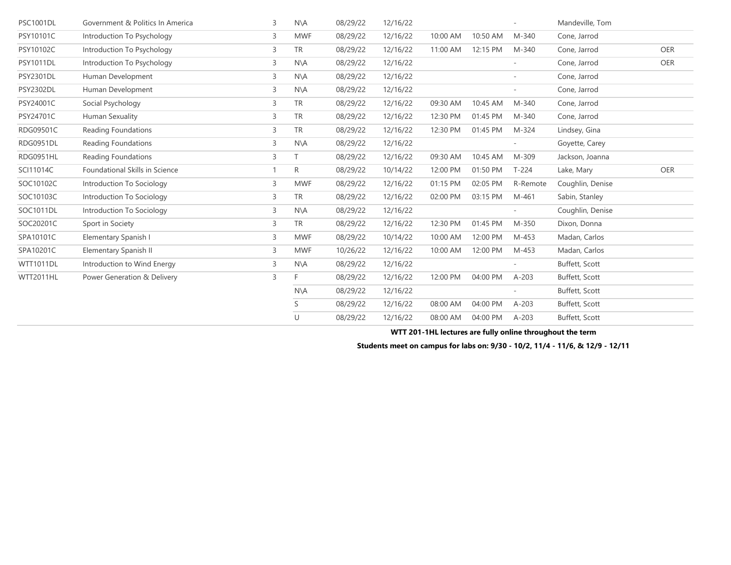| | | | | | | | | | | |
|---|---|---|---|---|---|---|---|---|---|---|
| PSC1001DL | Government & Politics In America | 3 | N\A | 08/29/22 | 12/16/22 | | | - | Mandeville, Tom | |
| PSY10101C | Introduction To Psychology | 3 | MWF | 08/29/22 | 12/16/22 | 10:00 AM | 10:50 AM | M-340 | Cone, Jarrod | |
| PSY10102C | Introduction To Psychology | 3 | TR | 08/29/22 | 12/16/22 | 11:00 AM | 12:15 PM | M-340 | Cone, Jarrod | OER |
| PSY1011DL | Introduction To Psychology | 3 | N\A | 08/29/22 | 12/16/22 | | | - | Cone, Jarrod | OER |
| PSY2301DL | Human Development | 3 | N\A | 08/29/22 | 12/16/22 | | | - | Cone, Jarrod | |
| PSY2302DL | Human Development | 3 | N\A | 08/29/22 | 12/16/22 | | | - | Cone, Jarrod | |
| PSY24001C | Social Psychology | 3 | TR | 08/29/22 | 12/16/22 | 09:30 AM | 10:45 AM | M-340 | Cone, Jarrod | |
| PSY24701C | Human Sexuality | 3 | TR | 08/29/22 | 12/16/22 | 12:30 PM | 01:45 PM | M-340 | Cone, Jarrod | |
| RDG09501C | Reading Foundations | 3 | TR | 08/29/22 | 12/16/22 | 12:30 PM | 01:45 PM | M-324 | Lindsey, Gina | |
| RDG0951DL | Reading Foundations | 3 | N\A | 08/29/22 | 12/16/22 | | | - | Goyette, Carey | |
| RDG0951HL | Reading Foundations | 3 | T | 08/29/22 | 12/16/22 | 09:30 AM | 10:45 AM | M-309 | Jackson, Joanna | |
| SCI11014C | Foundational Skills in Science | 1 | R | 08/29/22 | 10/14/22 | 12:00 PM | 01:50 PM | T-224 | Lake, Mary | OER |
| SOC10102C | Introduction To Sociology | 3 | MWF | 08/29/22 | 12/16/22 | 01:15 PM | 02:05 PM | R-Remote | Coughlin, Denise | |
| SOC10103C | Introduction To Sociology | 3 | TR | 08/29/22 | 12/16/22 | 02:00 PM | 03:15 PM | M-461 | Sabin, Stanley | |
| SOC1011DL | Introduction To Sociology | 3 | N\A | 08/29/22 | 12/16/22 | | | - | Coughlin, Denise | |
| SOC20201C | Sport in Society | 3 | TR | 08/29/22 | 12/16/22 | 12:30 PM | 01:45 PM | M-350 | Dixon, Donna | |
| SPA10101C | Elementary Spanish I | 3 | MWF | 08/29/22 | 10/14/22 | 10:00 AM | 12:00 PM | M-453 | Madan, Carlos | |
| SPA10201C | Elementary Spanish II | 3 | MWF | 10/26/22 | 12/16/22 | 10:00 AM | 12:00 PM | M-453 | Madan, Carlos | |
| WTT1011DL | Introduction to Wind Energy | 3 | N\A | 08/29/22 | 12/16/22 | | | - | Buffett, Scott | |
| WTT2011HL | Power Generation & Delivery | 3 | F | 08/29/22 | 12/16/22 | 12:00 PM | 04:00 PM | A-203 | Buffett, Scott | |
| | | | N\A | 08/29/22 | 12/16/22 | | | - | Buffett, Scott | |
| | | | S | 08/29/22 | 12/16/22 | 08:00 AM | 04:00 PM | A-203 | Buffett, Scott | |
| | | | U | 08/29/22 | 12/16/22 | 08:00 AM | 04:00 PM | A-203 | Buffett, Scott | |

**WTT 201-1HL lectures are fully online throughout the term**

**Students meet on campus for labs on: 9/30 - 10/2, 11/4 - 11/6, & 12/9 - 12/11**